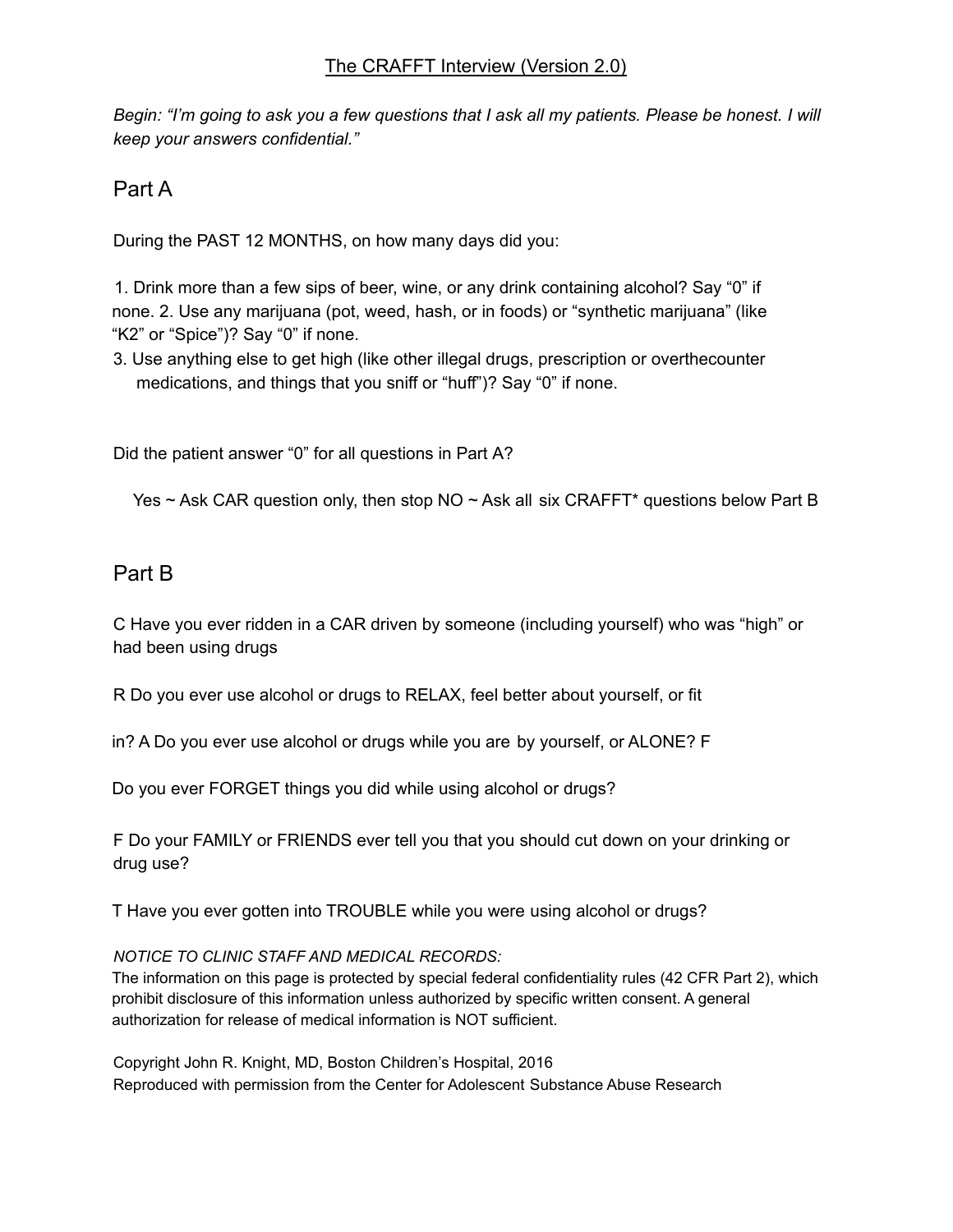<u>The CRAFFT Interview (Version 2.0)</u>

*Begin: "I'm going to ask you a few questions that I ask all my patients. Please be honest. I will keep your answers confidential."*

## Part A

During the PAST 12 MONTHS, on how many days did you:

1. Drink more than a few sips of beer, wine, or any drink containing alcohol? Say "0" if none.
2. Use any marijuana (pot, weed, hash, or in foods) or "synthetic marijuana" (like "K2" or "Spice")? Say "0" if none.
3. Use anything else to get high (like other illegal drugs, prescription or overthecounter medications, and things that you sniff or "huff")? Say "0" if none.

Did the patient answer "0" for all questions in Part A?

Yes ~ Ask CAR question only, then stop NO ~ Ask all six CRAFFT* questions below Part B

## Part B

C Have you ever ridden in a CAR driven by someone (including yourself) who was "high" or had been using drugs

R Do you ever use alcohol or drugs to RELAX, feel better about yourself, or fit in?

A Do you ever use alcohol or drugs while you are by yourself, or ALONE?

F Do you ever FORGET things you did while using alcohol or drugs?

F Do your FAMILY or FRIENDS ever tell you that you should cut down on your drinking or drug use?

T Have you ever gotten into TROUBLE while you were using alcohol or drugs?

*NOTICE TO CLINIC STAFF AND MEDICAL RECORDS:*
The information on this page is protected by special federal confidentiality rules (42 CFR Part 2), which prohibit disclosure of this information unless authorized by specific written consent. A general authorization for release of medical information is NOT sufficient.

Copyright John R. Knight, MD, Boston Children's Hospital, 2016
Reproduced with permission from the Center for Adolescent Substance Abuse Research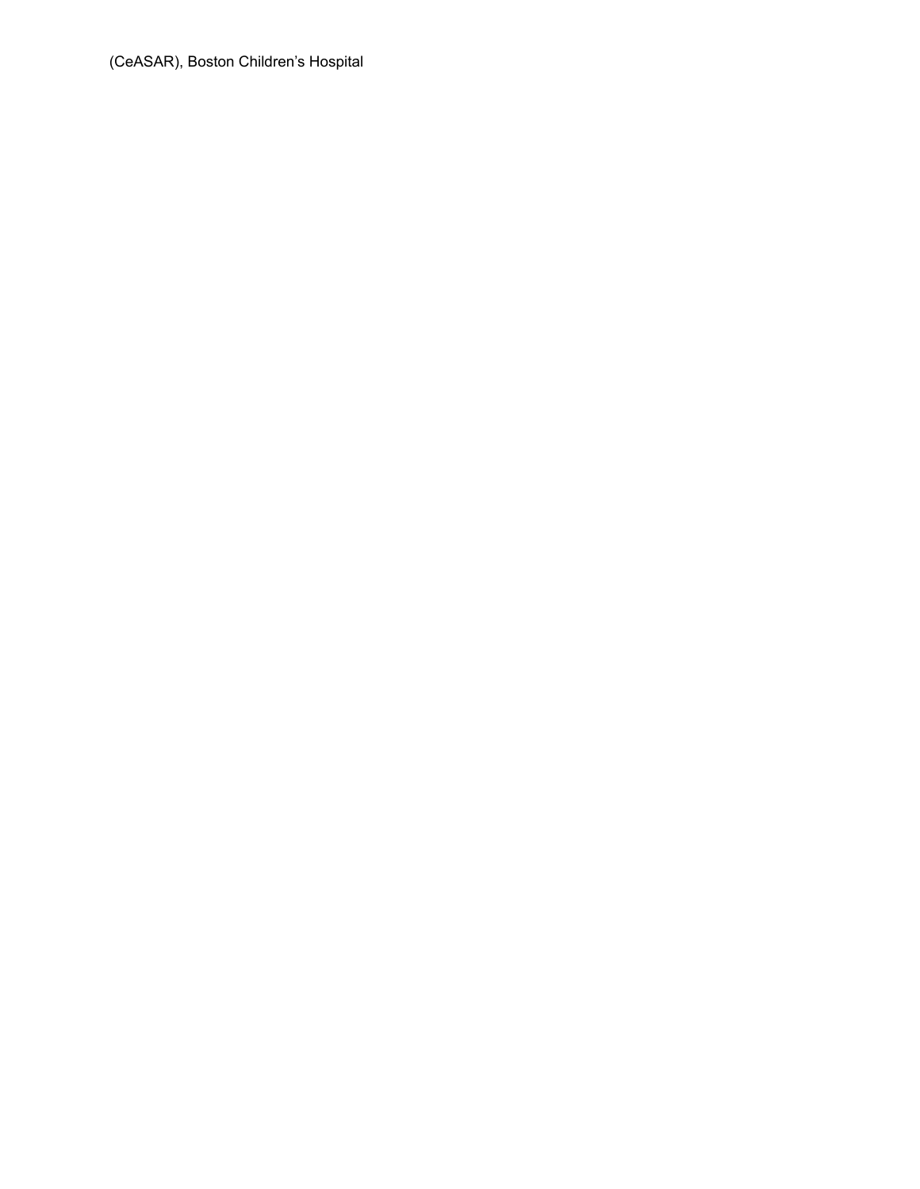(CeASAR), Boston Children's Hospital